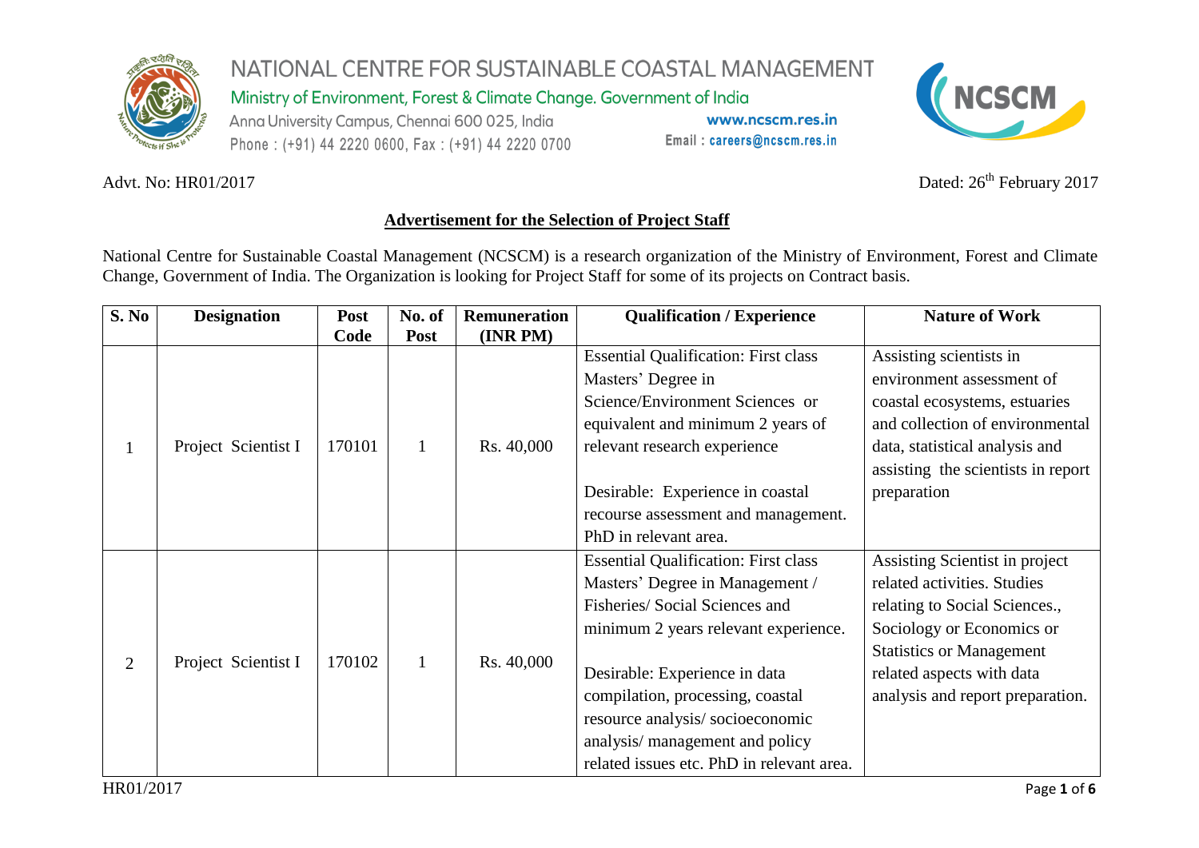NATIONAL CENTRE FOR SUSTAINABLE COASTAL MANAGEMENT

Ministry of Environment, Forest & Climate Change. Government of India

Anna University Campus, Chennai 600 025, India

Phone : (+91) 44 2220 0600, Fax : (+91) 44 2220 0700

www.ncscm.res.in

Email : careers@ncscm.res.in

Advt. No: HR01/2017

Dated: 26th February 2017

## Advertisement for the Selection of Project Staff

National Centre for Sustainable Coastal Management (NCSCM) is a research organization of the Ministry of Environment, Forest and Climate Change, Government of India. The Organization is looking for Project Staff for some of its projects on Contract basis.

| S. No | Designation | Post Code | No. of Post | Remuneration (INR PM) | Qualification / Experience | Nature of Work |
|---|---|---|---|---|---|---|
| 1 | Project Scientist I | 170101 | 1 | Rs. 40,000 | Essential Qualification: First class Masters' Degree in Science/Environment Sciences or equivalent and minimum 2 years of relevant research experience<br><br>Desirable: Experience in coastal recourse assessment and management. PhD in relevant area. | Assisting scientists in environment assessment of coastal ecosystems, estuaries and collection of environmental data, statistical analysis and assisting the scientists in report preparation |
| 2 | Project Scientist I | 170102 | 1 | Rs. 40,000 | Essential Qualification: First class Masters' Degree in Management / Fisheries/ Social Sciences and minimum 2 years relevant experience.<br><br>Desirable: Experience in data compilation, processing, coastal resource analysis/ socioeconomic analysis/ management and policy related issues etc. PhD in relevant area. | Assisting Scientist in project related activities. Studies relating to Social Sciences., Sociology or Economics or Statistics or Management related aspects with data analysis and report preparation. |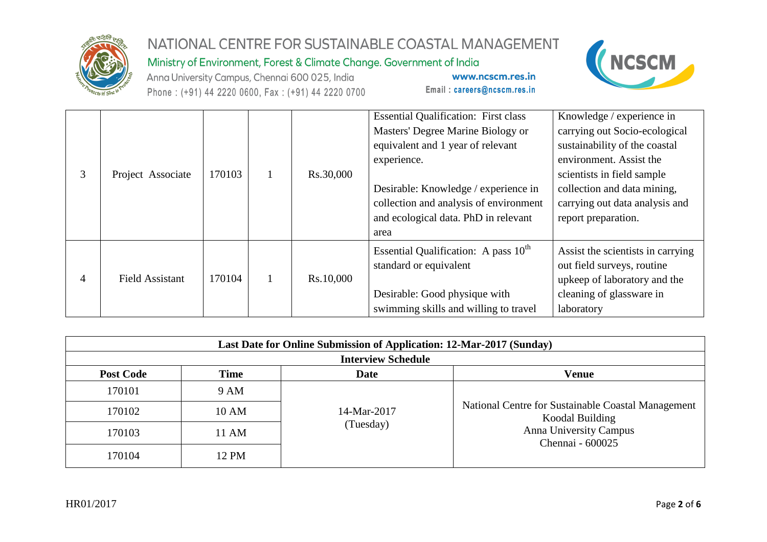| 3 | Project Associate | 170103 | 1 | Rs.30,000 | Essential Qualification: First class Masters' Degree Marine Biology or equivalent and 1 year of relevant experience.<br><br>Desirable: Knowledge / experience in collection and analysis of environment and ecological data. PhD in relevant area | Knowledge / experience in carrying out Socio-ecological sustainability of the coastal environment. Assist the scientists in field sample collection and data mining, carrying out data analysis and report preparation. |
|---|---|---|---|---|---|---|
| 4 | Field Assistant | 170104 | 1 | Rs.10,000 | Essential Qualification: A pass 10th standard or equivalent<br><br>Desirable: Good physique with swimming skills and willing to travel | Assist the scientists in carrying out field surveys, routine upkeep of laboratory and the cleaning of glassware in laboratory |

| **Last Date for Online Submission of Application: 12-Mar-2017 (Sunday)** | | | |
|---|---|---|---|
| **Interview Schedule** | | | |
| **Post Code** | **Time** | **Date** | **Venue** |
| 170101 | 9 AM | 14-Mar-2017 (Tuesday) | National Centre for Sustainable Coastal Management Koodal Building Anna University Campus Chennai - 600025 |
| 170102 | 10 AM | | |
| 170103 | 11 AM | | |
| 170104 | 12 PM | | |

HR01/2017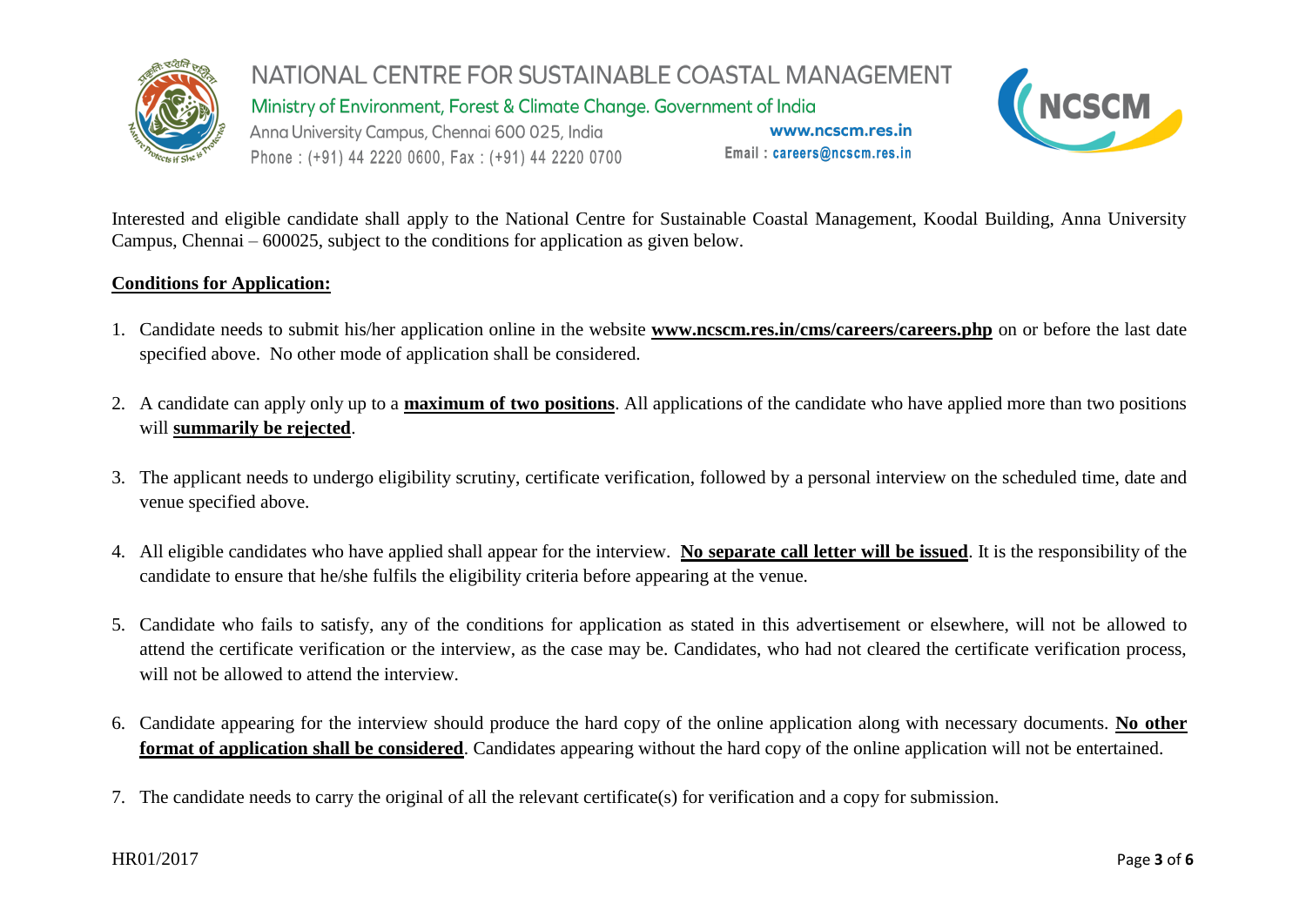Interested and eligible candidate shall apply to the National Centre for Sustainable Coastal Management, Koodal Building, Anna University Campus, Chennai – 600025, subject to the conditions for application as given below.

**Conditions for Application:**

1. Candidate needs to submit his/her application online in the website **www.ncscm.res.in/cms/careers/careers.php** on or before the last date specified above. No other mode of application shall be considered.

2. A candidate can apply only up to a **maximum of two positions**. All applications of the candidate who have applied more than two positions will **summarily be rejected**.

3. The applicant needs to undergo eligibility scrutiny, certificate verification, followed by a personal interview on the scheduled time, date and venue specified above.

4. All eligible candidates who have applied shall appear for the interview. **No separate call letter will be issued**. It is the responsibility of the candidate to ensure that he/she fulfils the eligibility criteria before appearing at the venue.

5. Candidate who fails to satisfy, any of the conditions for application as stated in this advertisement or elsewhere, will not be allowed to attend the certificate verification or the interview, as the case may be. Candidates, who had not cleared the certificate verification process, will not be allowed to attend the interview.

6. Candidate appearing for the interview should produce the hard copy of the online application along with necessary documents. **No other format of application shall be considered**. Candidates appearing without the hard copy of the online application will not be entertained.

7. The candidate needs to carry the original of all the relevant certificate(s) for verification and a copy for submission.

HR01/2017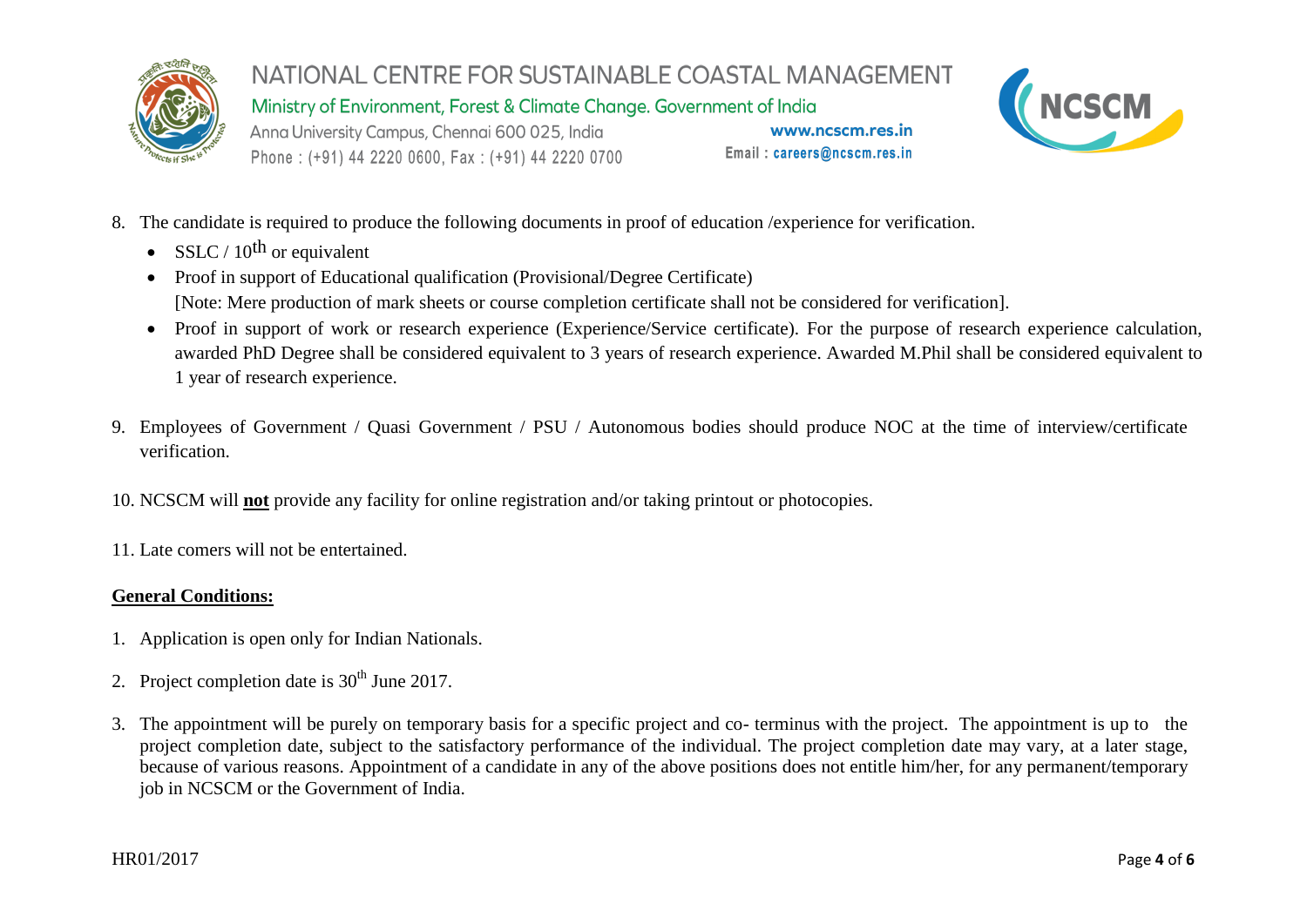8. The candidate is required to produce the following documents in proof of education /experience for verification.
   - SSLC / 10th or equivalent
   - Proof in support of Educational qualification (Provisional/Degree Certificate)
     [Note: Mere production of mark sheets or course completion certificate shall not be considered for verification].
   - Proof in support of work or research experience (Experience/Service certificate). For the purpose of research experience calculation, awarded PhD Degree shall be considered equivalent to 3 years of research experience. Awarded M.Phil shall be considered equivalent to 1 year of research experience.

9. Employees of Government / Quasi Government / PSU / Autonomous bodies should produce NOC at the time of interview/certificate verification.

10. NCSCM will **not** provide any facility for online registration and/or taking printout or photocopies.

11. Late comers will not be entertained.

**General Conditions:**

1. Application is open only for Indian Nationals.

2. Project completion date is 30th June 2017.

3. The appointment will be purely on temporary basis for a specific project and co- terminus with the project. The appointment is up to the project completion date, subject to the satisfactory performance of the individual. The project completion date may vary, at a later stage, because of various reasons. Appointment of a candidate in any of the above positions does not entitle him/her, for any permanent/temporary job in NCSCM or the Government of India.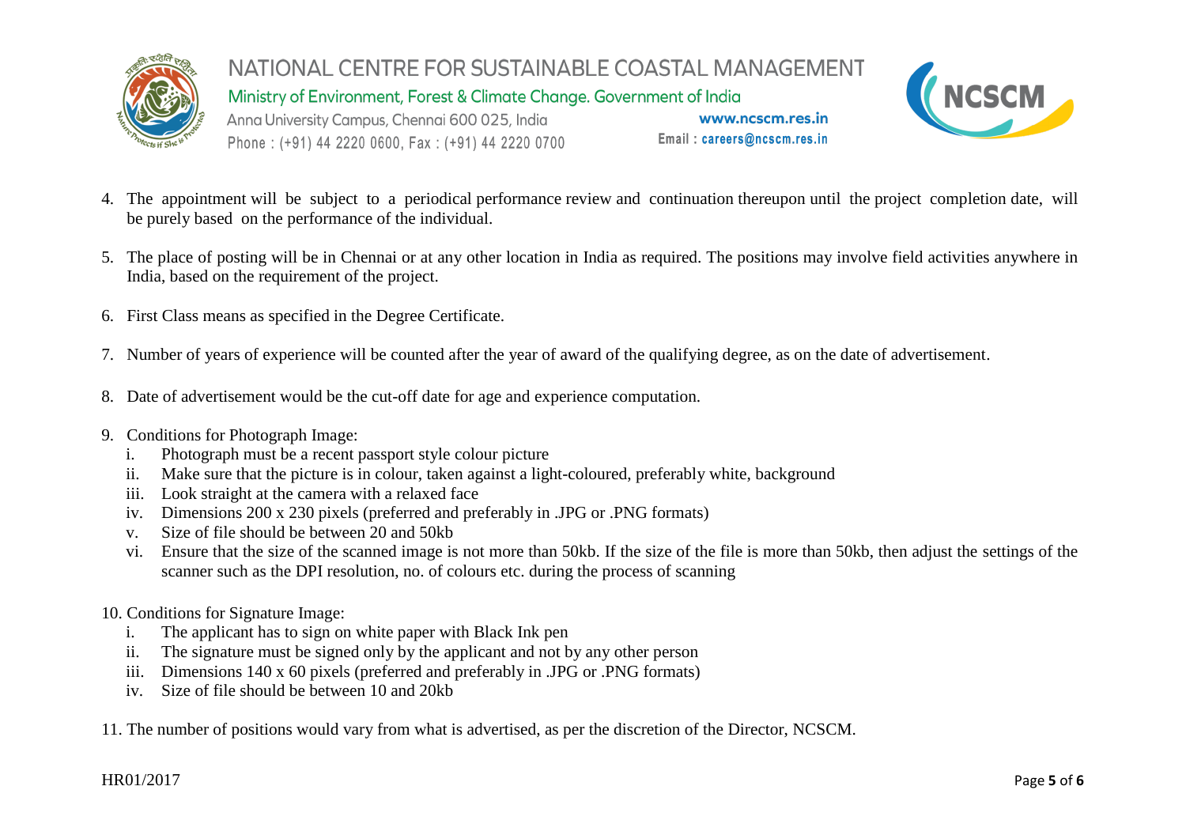4. The appointment will be subject to a periodical performance review and continuation thereupon until the project completion date, will be purely based on the performance of the individual.

5. The place of posting will be in Chennai or at any other location in India as required. The positions may involve field activities anywhere in India, based on the requirement of the project.

6. First Class means as specified in the Degree Certificate.

7. Number of years of experience will be counted after the year of award of the qualifying degree, as on the date of advertisement.

8. Date of advertisement would be the cut-off date for age and experience computation.

9. Conditions for Photograph Image:
   1. Photograph must be a recent passport style colour picture
   2. Make sure that the picture is in colour, taken against a light-coloured, preferably white, background
   3. Look straight at the camera with a relaxed face
   4. Dimensions 200 x 230 pixels (preferred and preferably in .JPG or .PNG formats)
   5. Size of file should be between 20 and 50kb
   6. Ensure that the size of the scanned image is not more than 50kb. If the size of the file is more than 50kb, then adjust the settings of the scanner such as the DPI resolution, no. of colours etc. during the process of scanning

10. Conditions for Signature Image:
    1. The applicant has to sign on white paper with Black Ink pen
    2. The signature must be signed only by the applicant and not by any other person
    3. Dimensions 140 x 60 pixels (preferred and preferably in .JPG or .PNG formats)
    4. Size of file should be between 10 and 20kb

11. The number of positions would vary from what is advertised, as per the discretion of the Director, NCSCM.

HR01/2017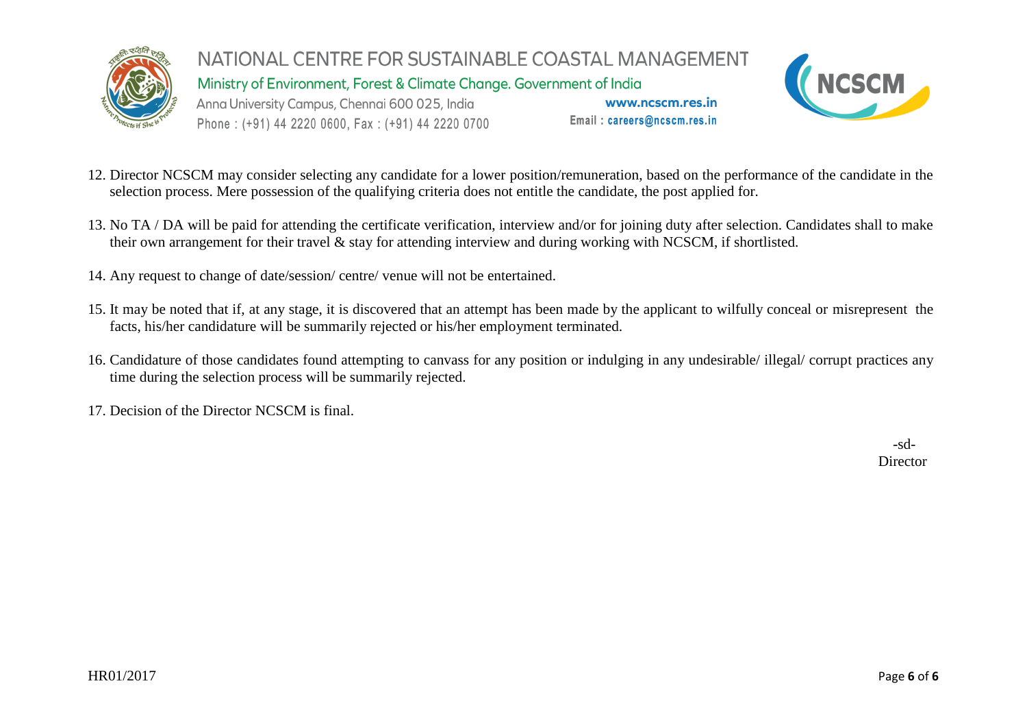12. Director NCSCM may consider selecting any candidate for a lower position/remuneration, based on the performance of the candidate in the selection process. Mere possession of the qualifying criteria does not entitle the candidate, the post applied for.

13. No TA / DA will be paid for attending the certificate verification, interview and/or for joining duty after selection. Candidates shall to make their own arrangement for their travel & stay for attending interview and during working with NCSCM, if shortlisted.

14. Any request to change of date/session/ centre/ venue will not be entertained.

15. It may be noted that if, at any stage, it is discovered that an attempt has been made by the applicant to wilfully conceal or misrepresent the facts, his/her candidature will be summarily rejected or his/her employment terminated.

16. Candidature of those candidates found attempting to canvass for any position or indulging in any undesirable/ illegal/ corrupt practices any time during the selection process will be summarily rejected.

17. Decision of the Director NCSCM is final.

-sd-
Director

HR01/2017